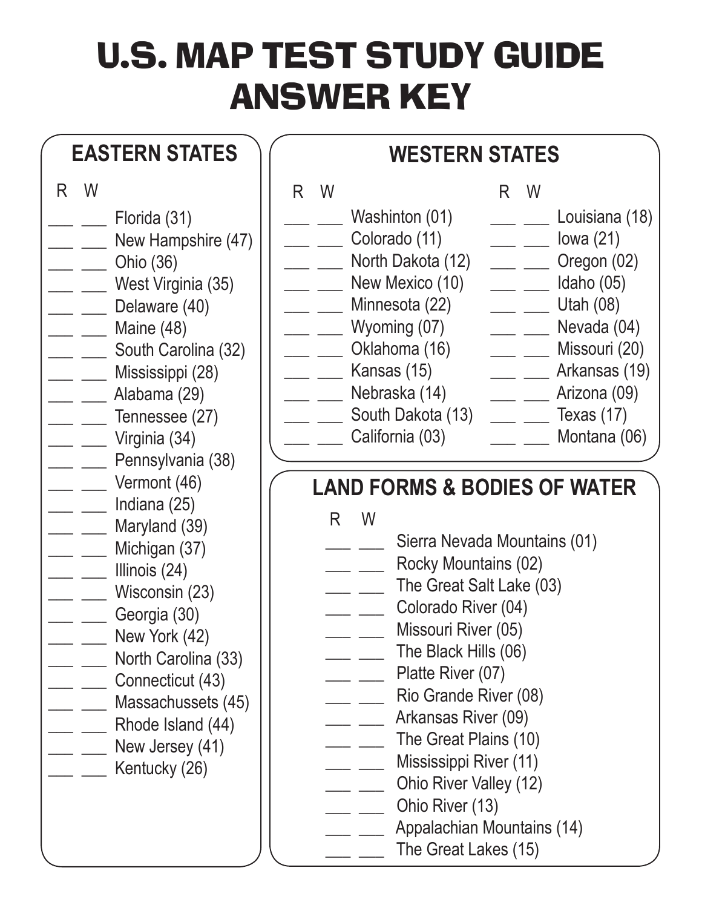# U.S. MAP TEST STUDY GUIDE ANSWER KEY

## EASTERN STATES

| R | W | |
|---|---|---|
| ___ | ___ | Florida (31) |
| ___ | ___ | New Hampshire (47) |
| ___ | ___ | Ohio (36) |
| ___ | ___ | West Virginia (35) |
| ___ | ___ | Delaware (40) |
| ___ | ___ | Maine (48) |
| ___ | ___ | South Carolina (32) |
| ___ | ___ | Mississippi (28) |
| ___ | ___ | Alabama (29) |
| ___ | ___ | Tennessee (27) |
| ___ | ___ | Virginia (34) |
| ___ | ___ | Pennsylvania (38) |
| ___ | ___ | Vermont (46) |
| ___ | ___ | Indiana (25) |
| ___ | ___ | Maryland (39) |
| ___ | ___ | Michigan (37) |
| ___ | ___ | Illinois (24) |
| ___ | ___ | Wisconsin (23) |
| ___ | ___ | Georgia (30) |
| ___ | ___ | New York (42) |
| ___ | ___ | North Carolina (33) |
| ___ | ___ | Connecticut (43) |
| ___ | ___ | Massachussets (45) |
| ___ | ___ | Rhode Island (44) |
| ___ | ___ | New Jersey (41) |
| ___ | ___ | Kentucky (26) |

## WESTERN STATES

| R | W | | R | W | |
|---|---|---|---|---|---|
| ___ | ___ | Washinton (01) | ___ | ___ | Louisiana (18) |
| ___ | ___ | Colorado (11) | ___ | ___ | Iowa (21) |
| ___ | ___ | North Dakota (12) | ___ | ___ | Oregon (02) |
| ___ | ___ | New Mexico (10) | ___ | ___ | Idaho (05) |
| ___ | ___ | Minnesota (22) | ___ | ___ | Utah (08) |
| ___ | ___ | Wyoming (07) | ___ | ___ | Nevada (04) |
| ___ | ___ | Oklahoma (16) | ___ | ___ | Missouri (20) |
| ___ | ___ | Kansas (15) | ___ | ___ | Arkansas (19) |
| ___ | ___ | Nebraska (14) | ___ | ___ | Arizona (09) |
| ___ | ___ | South Dakota (13) | ___ | ___ | Texas (17) |
| ___ | ___ | California (03) | ___ | ___ | Montana (06) |

## LAND FORMS & BODIES OF WATER

| R | W | |
|---|---|---|
| ___ | ___ | Sierra Nevada Mountains (01) |
| ___ | ___ | Rocky Mountains (02) |
| ___ | ___ | The Great Salt Lake (03) |
| ___ | ___ | Colorado River (04) |
| ___ | ___ | Missouri River (05) |
| ___ | ___ | The Black Hills (06) |
| ___ | ___ | Platte River (07) |
| ___ | ___ | Rio Grande River (08) |
| ___ | ___ | Arkansas River (09) |
| ___ | ___ | The Great Plains (10) |
| ___ | ___ | Mississippi River (11) |
| ___ | ___ | Ohio River Valley (12) |
| ___ | ___ | Ohio River (13) |
| ___ | ___ | Appalachian Mountains (14) |
| ___ | ___ | The Great Lakes (15) |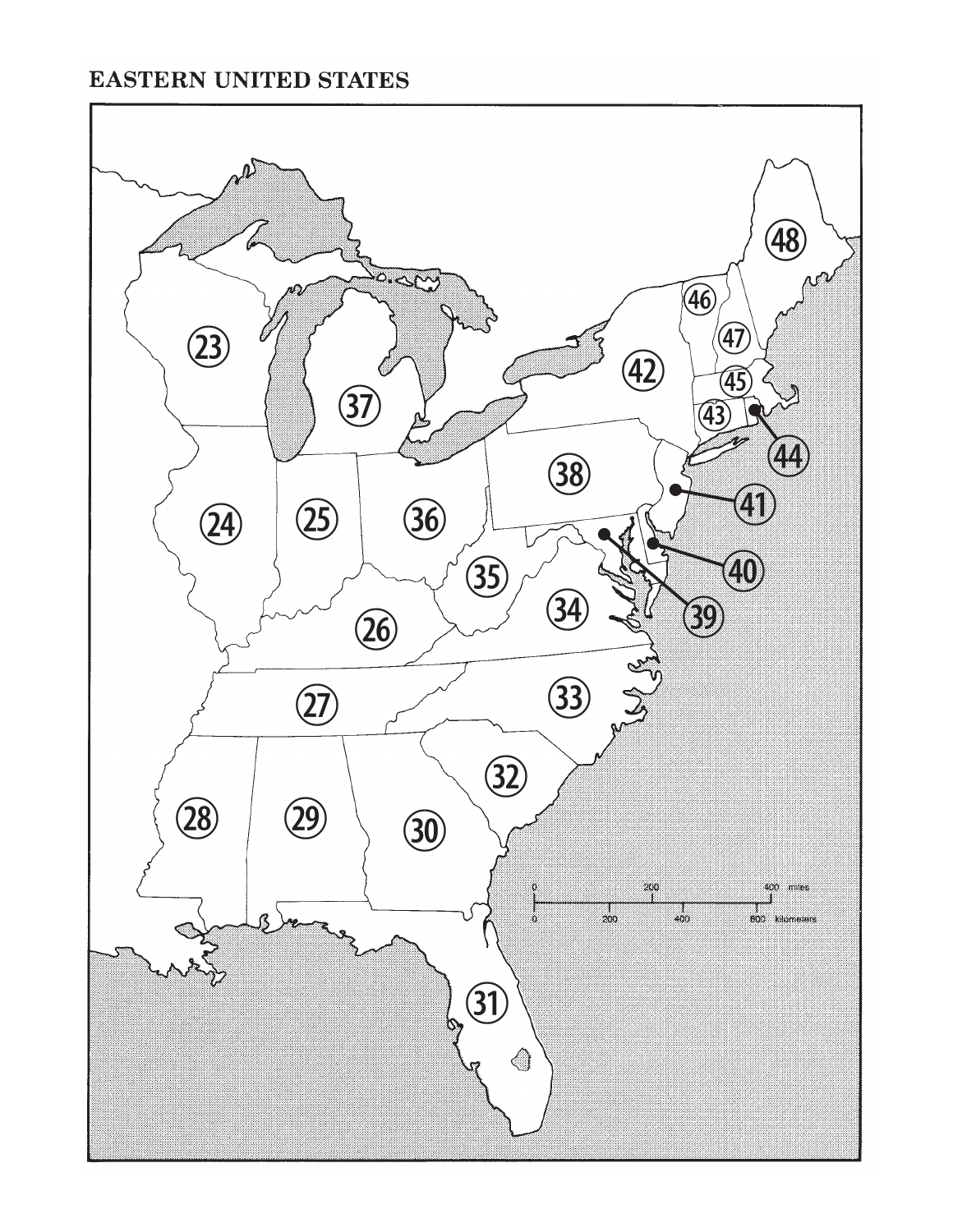# EASTERN UNITED STATES

23
24
25
26
27
28
29
30
31
32
33
34
35
36
37
38
39
40
41
42
43
44
45
46
47
48

0 200 400 miles
0 200 400 600 kilometers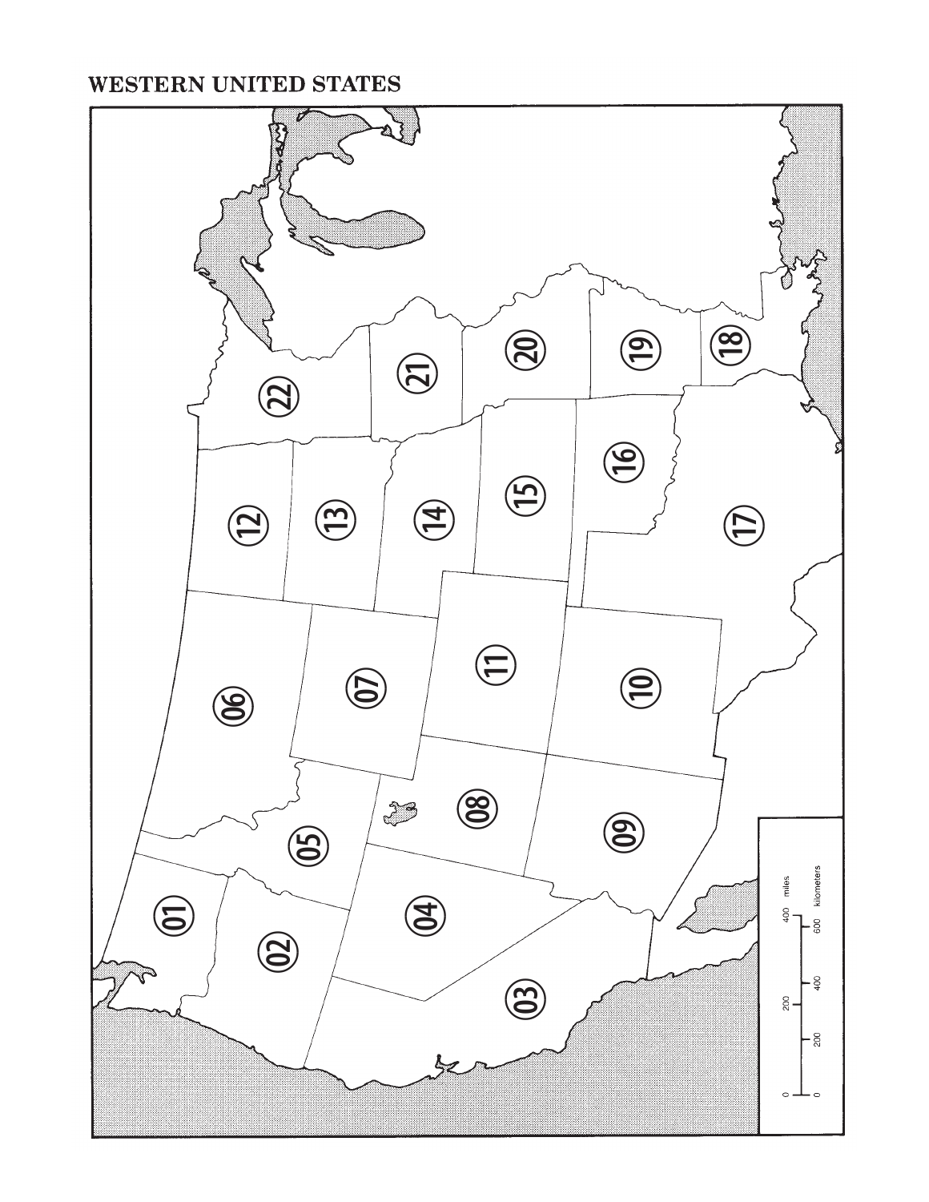# WESTERN UNITED STATES

01

02

03

04

05

06

07

08

09

10

11

12

13

14

15

16

17

18

19

20

21

22

0 200 400 miles

0 200 400 600 kilometers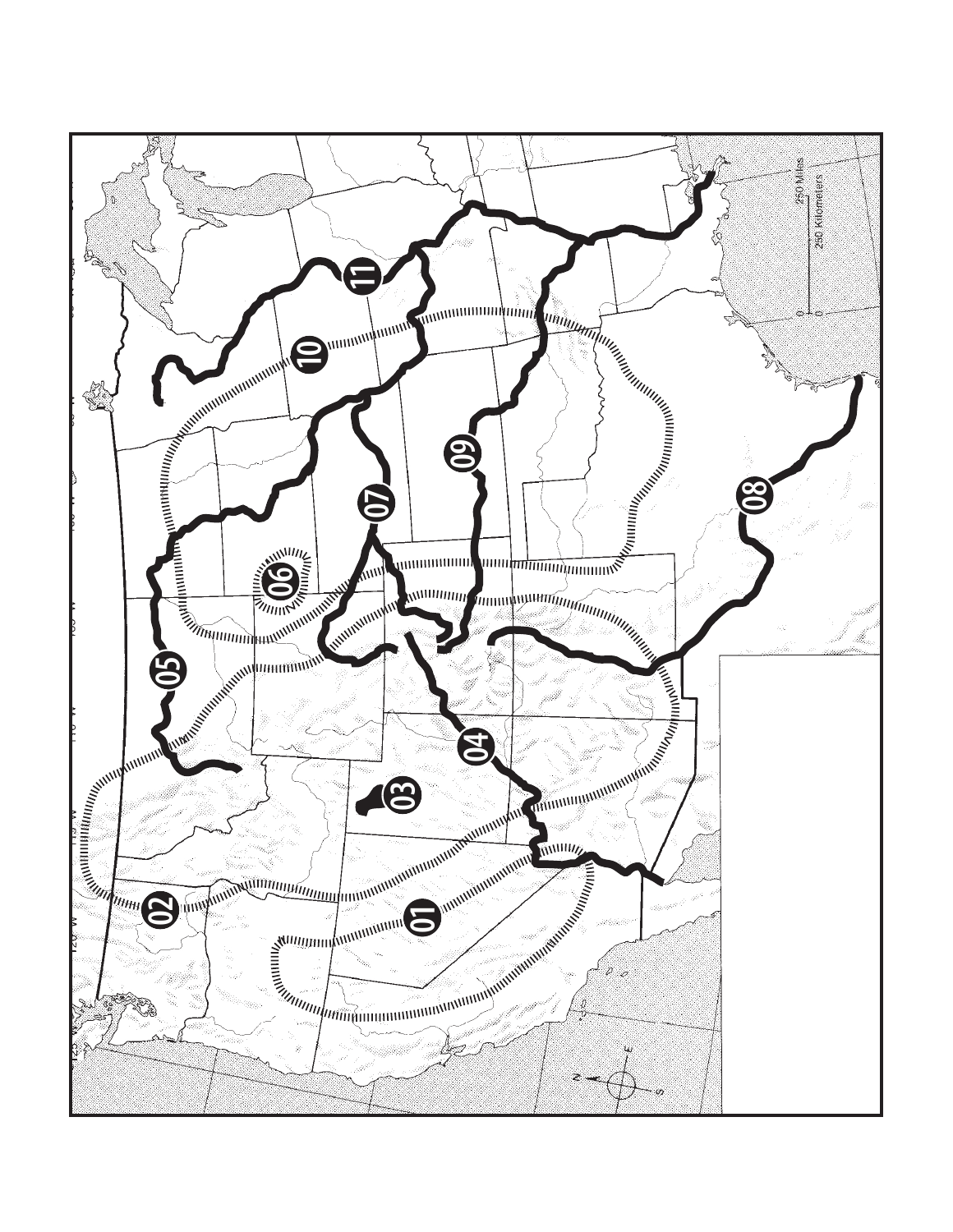01

02

03

04

05

06

07

08

09

10

11

0 250 Miles

0 250 Kilometers

N

E

S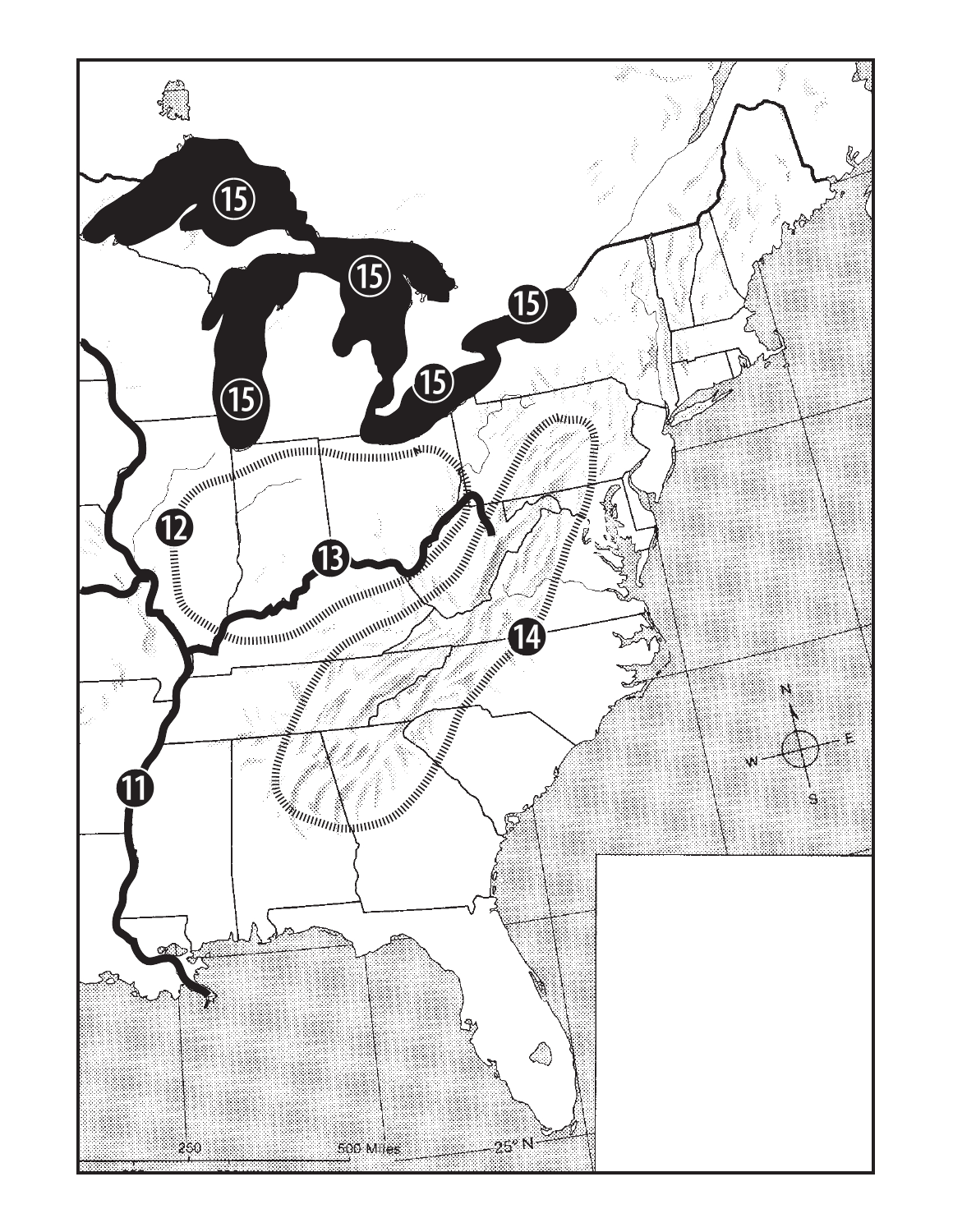15

15

15

15

15

12

13

14

11

N

E

W

S

250

500 Miles

25° N